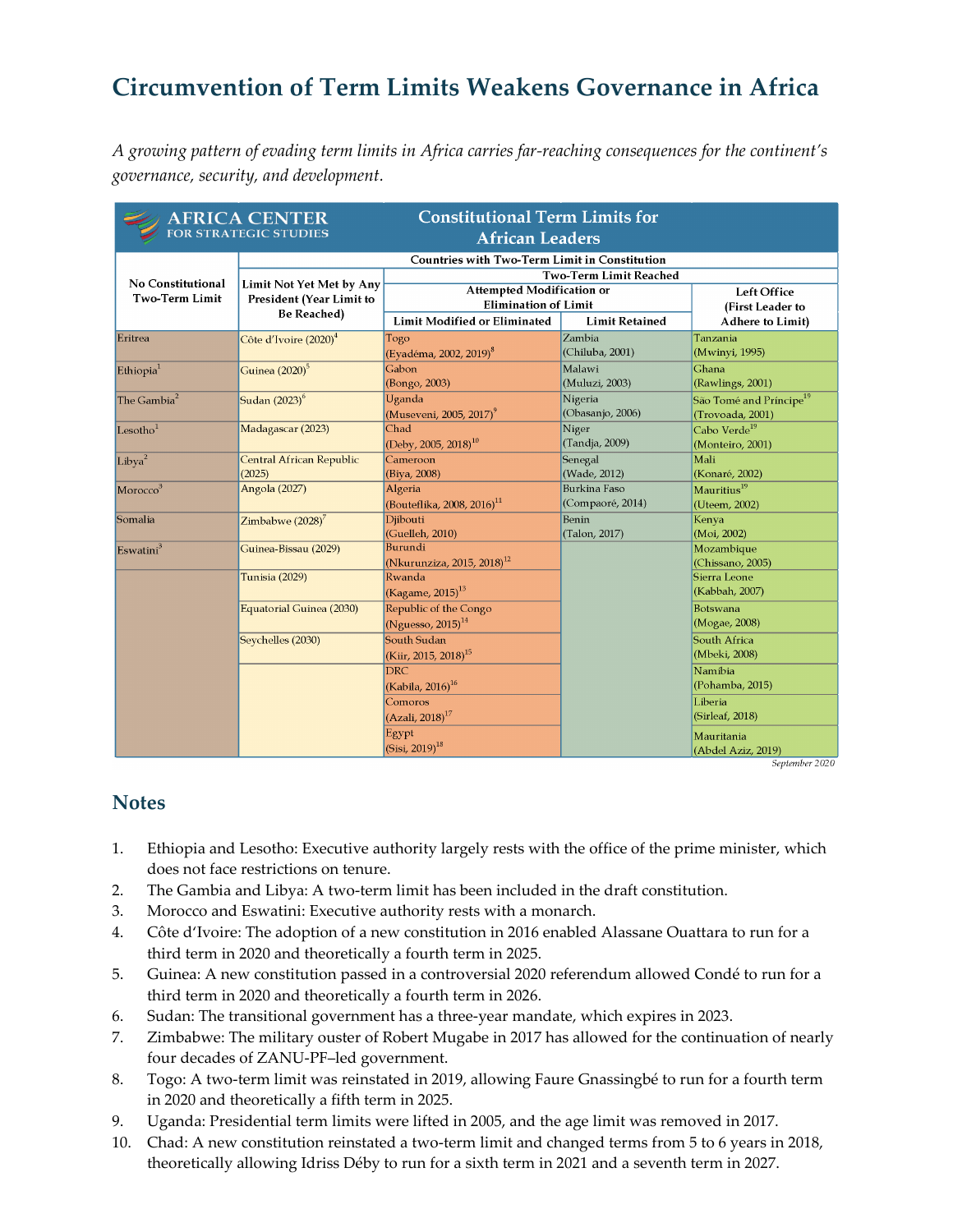# Circumvention of Term Limits Weakens Governance in Africa

*A growing pattern of evading term limits in Africa carries far-reaching consequences for the continent's governance, security, and development.*

**AFRICA CENTER FOR STRATEGIC STUDIES — Constitutional Term Limits for African Leaders**

| No Constitutional Two-Term Limit | Countries with Two-Term Limit in Constitution | | | |
|---|---|---|---|---|
| | Limit Not Yet Met by Any President (Year Limit to Be Reached) | Two-Term Limit Reached | | |
| | | Attempted Modification or Elimination of Limit | | Left Office (First Leader to Adhere to Limit) |
| | | Limit Modified or Eliminated | Limit Retained | |
| Eritrea | Côte d'Ivoire (2020)[4] | Togo (Eyadéma, 2002, 2019)[8] | Zambia (Chiluba, 2001) | Tanzania (Mwinyi, 1995) |
| Ethiopia[1] | Guinea (2020)[5] | Gabon (Bongo, 2003) | Malawi (Muluzi, 2003) | Ghana (Rawlings, 2001) |
| The Gambia[2] | Sudan (2023)[6] | Uganda (Museveni, 2005, 2017)[9] | Nigeria (Obasanjo, 2006) | São Tomé and Príncipe[19] (Trovoada, 2001) |
| Lesotho[1] | Madagascar (2023) | Chad (Deby, 2005, 2018)[10] | Niger (Tandja, 2009) | Cabo Verde[19] (Monteiro, 2001) |
| Libya[2] | Central African Republic (2025) | Cameroon (Biya, 2008) | Senegal (Wade, 2012) | Mali (Konaré, 2002) |
| Morocco[3] | Angola (2027) | Algeria (Bouteflika, 2008, 2016)[11] | Burkina Faso (Compaoré, 2014) | Mauritius[19] (Uteem, 2002) |
| Somalia | Zimbabwe (2028)[7] | Djibouti (Guelleh, 2010) | Benin (Talon, 2017) | Kenya (Moi, 2002) |
| Eswatini[3] | Guinea-Bissau (2029) | Burundi (Nkurunziza, 2015, 2018)[12] | | Mozambique (Chissano, 2005) |
| | Tunisia (2029) | Rwanda (Kagame, 2015)[13] | | Sierra Leone (Kabbah, 2007) |
| | Equatorial Guinea (2030) | Republic of the Congo (Nguesso, 2015)[14] | | Botswana (Mogae, 2008) |
| | Seychelles (2030) | South Sudan (Kiir, 2015, 2018)[15] | | South Africa (Mbeki, 2008) |
| | | DRC (Kabila, 2016)[16] | | Namibia (Pohamba, 2015) |
| | | Comoros (Azali, 2018)[17] | | Liberia (Sirleaf, 2018) |
| | | Egypt (Sisi, 2019)[18] | | Mauritania (Abdel Aziz, 2019) |

*September 2020*

## Notes

1. Ethiopia and Lesotho: Executive authority largely rests with the office of the prime minister, which does not face restrictions on tenure.
2. The Gambia and Libya: A two-term limit has been included in the draft constitution.
3. Morocco and Eswatini: Executive authority rests with a monarch.
4. Côte d'Ivoire: The adoption of a new constitution in 2016 enabled Alassane Ouattara to run for a third term in 2020 and theoretically a fourth term in 2025.
5. Guinea: A new constitution passed in a controversial 2020 referendum allowed Condé to run for a third term in 2020 and theoretically a fourth term in 2026.
6. Sudan: The transitional government has a three-year mandate, which expires in 2023.
7. Zimbabwe: The military ouster of Robert Mugabe in 2017 has allowed for the continuation of nearly four decades of ZANU-PF–led government.
8. Togo: A two-term limit was reinstated in 2019, allowing Faure Gnassingbé to run for a fourth term in 2020 and theoretically a fifth term in 2025.
9. Uganda: Presidential term limits were lifted in 2005, and the age limit was removed in 2017.
10. Chad: A new constitution reinstated a two-term limit and changed terms from 5 to 6 years in 2018, theoretically allowing Idriss Déby to run for a sixth term in 2021 and a seventh term in 2027.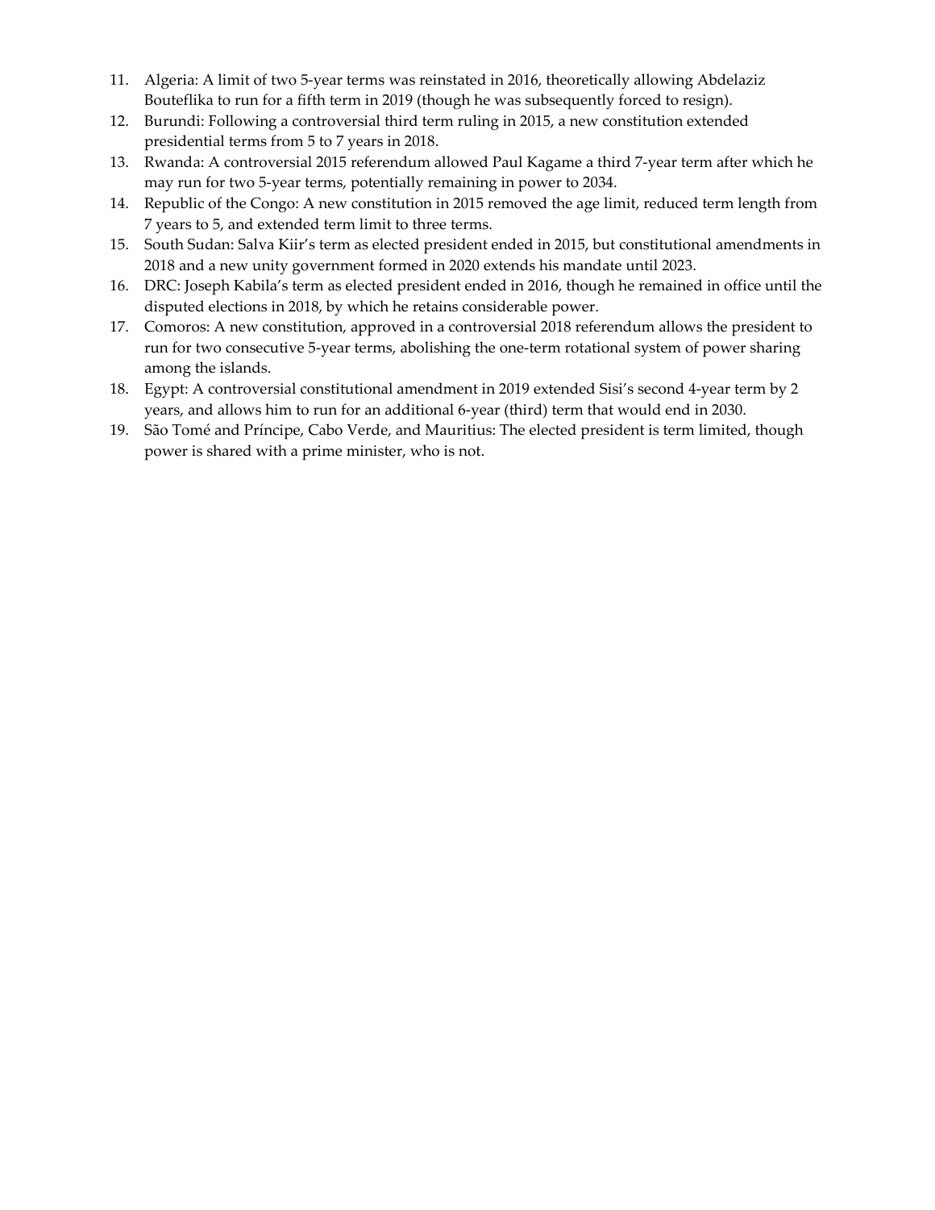11. Algeria: A limit of two 5-year terms was reinstated in 2016, theoretically allowing Abdelaziz Bouteflika to run for a fifth term in 2019 (though he was subsequently forced to resign).
12. Burundi: Following a controversial third term ruling in 2015, a new constitution extended presidential terms from 5 to 7 years in 2018.
13. Rwanda: A controversial 2015 referendum allowed Paul Kagame a third 7-year term after which he may run for two 5-year terms, potentially remaining in power to 2034.
14. Republic of the Congo: A new constitution in 2015 removed the age limit, reduced term length from 7 years to 5, and extended term limit to three terms.
15. South Sudan: Salva Kiir's term as elected president ended in 2015, but constitutional amendments in 2018 and a new unity government formed in 2020 extends his mandate until 2023.
16. DRC: Joseph Kabila's term as elected president ended in 2016, though he remained in office until the disputed elections in 2018, by which he retains considerable power.
17. Comoros: A new constitution, approved in a controversial 2018 referendum allows the president to run for two consecutive 5-year terms, abolishing the one-term rotational system of power sharing among the islands.
18. Egypt: A controversial constitutional amendment in 2019 extended Sisi's second 4-year term by 2 years, and allows him to run for an additional 6-year (third) term that would end in 2030.
19. São Tomé and Príncipe, Cabo Verde, and Mauritius: The elected president is term limited, though power is shared with a prime minister, who is not.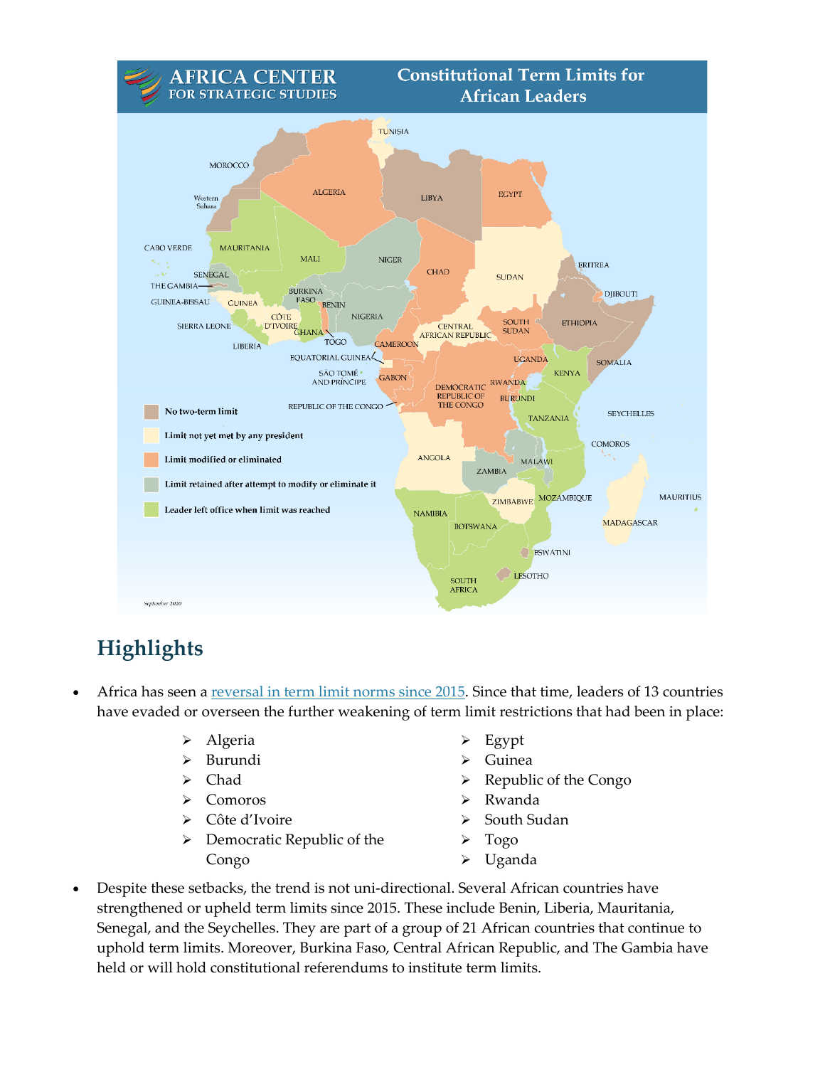## Highlights

- Africa has seen a reversal in term limit norms since 2015. Since that time, leaders of 13 countries have evaded or overseen the further weakening of term limit restrictions that had been in place:
  - Algeria
  - Burundi
  - Chad
  - Comoros
  - Côte d'Ivoire
  - Democratic Republic of the Congo
  - Egypt
  - Guinea
  - Republic of the Congo
  - Rwanda
  - South Sudan
  - Togo
  - Uganda
- Despite these setbacks, the trend is not uni-directional. Several African countries have strengthened or upheld term limits since 2015. These include Benin, Liberia, Mauritania, Senegal, and the Seychelles. They are part of a group of 21 African countries that continue to uphold term limits. Moreover, Burkina Faso, Central African Republic, and The Gambia have held or will hold constitutional referendums to institute term limits.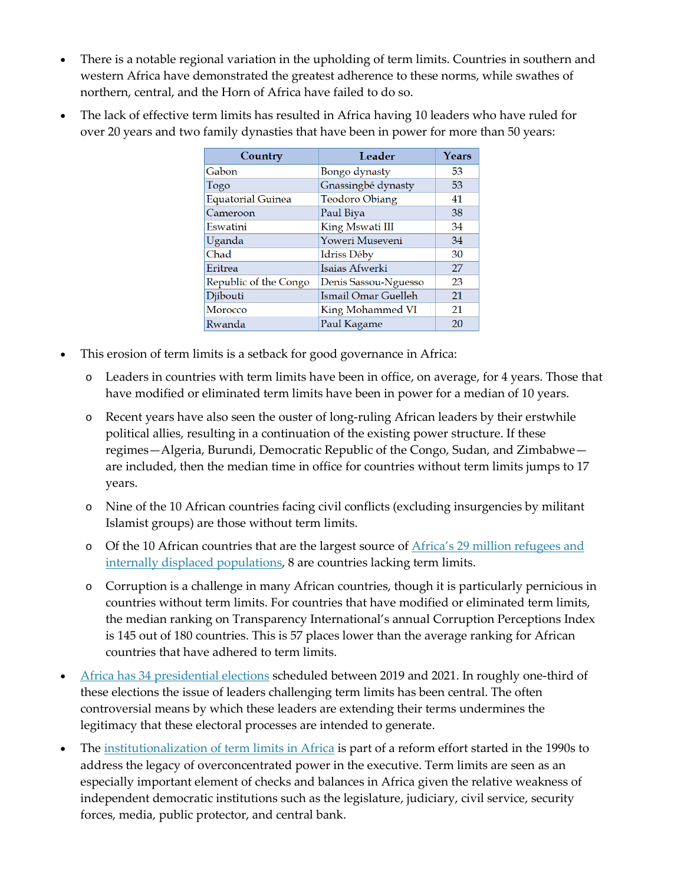- There is a notable regional variation in the upholding of term limits. Countries in southern and western Africa have demonstrated the greatest adherence to these norms, while swathes of northern, central, and the Horn of Africa have failed to do so.
- The lack of effective term limits has resulted in Africa having 10 leaders who have ruled for over 20 years and two family dynasties that have been in power for more than 50 years:

| Country | Leader | Years |
|---|---|---|
| Gabon | Bongo dynasty | 53 |
| Togo | Gnassingbé dynasty | 53 |
| Equatorial Guinea | Teodoro Obiang | 41 |
| Cameroon | Paul Biya | 38 |
| Eswatini | King Mswati III | 34 |
| Uganda | Yoweri Museveni | 34 |
| Chad | Idriss Déby | 30 |
| Eritrea | Isaias Afwerki | 27 |
| Republic of the Congo | Denis Sassou-Nguesso | 23 |
| Djibouti | Ismail Omar Guelleh | 21 |
| Morocco | King Mohammed VI | 21 |
| Rwanda | Paul Kagame | 20 |

- This erosion of term limits is a setback for good governance in Africa:
  - Leaders in countries with term limits have been in office, on average, for 4 years. Those that have modified or eliminated term limits have been in power for a median of 10 years.
  - Recent years have also seen the ouster of long-ruling African leaders by their erstwhile political allies, resulting in a continuation of the existing power structure. If these regimes—Algeria, Burundi, Democratic Republic of the Congo, Sudan, and Zimbabwe—are included, then the median time in office for countries without term limits jumps to 17 years.
  - Nine of the 10 African countries facing civil conflicts (excluding insurgencies by militant Islamist groups) are those without term limits.
  - Of the 10 African countries that are the largest source of Africa's 29 million refugees and internally displaced populations, 8 are countries lacking term limits.
  - Corruption is a challenge in many African countries, though it is particularly pernicious in countries without term limits. For countries that have modified or eliminated term limits, the median ranking on Transparency International's annual Corruption Perceptions Index is 145 out of 180 countries. This is 57 places lower than the average ranking for African countries that have adhered to term limits.
- Africa has 34 presidential elections scheduled between 2019 and 2021. In roughly one-third of these elections the issue of leaders challenging term limits has been central. The often controversial means by which these leaders are extending their terms undermines the legitimacy that these electoral processes are intended to generate.
- The institutionalization of term limits in Africa is part of a reform effort started in the 1990s to address the legacy of overconcentrated power in the executive. Term limits are seen as an especially important element of checks and balances in Africa given the relative weakness of independent democratic institutions such as the legislature, judiciary, civil service, security forces, media, public protector, and central bank.